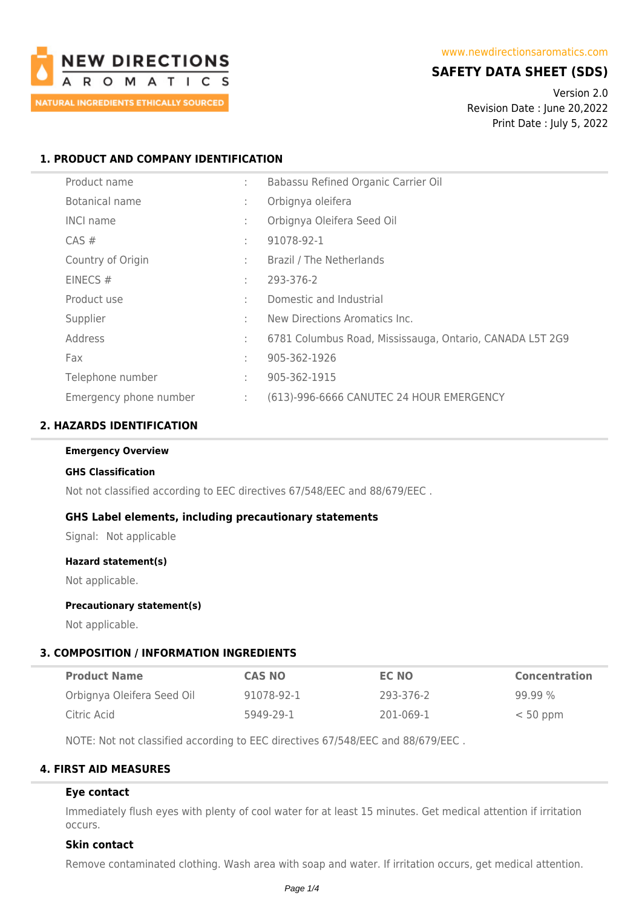NEW DIRECTIONS AROMATICS

NATURAL INGREDIENTS ETHICALLY SOURCED

www.newdirectionsaromatics.com

# SAFETY DATA SHEET (SDS)

Version 2.0
Revision Date : June 20,2022
Print Date : July 5, 2022

## 1. PRODUCT AND COMPANY IDENTIFICATION

| | | |
|---|---|---|
| Product name | : | Babassu Refined Organic Carrier Oil |
| Botanical name | : | Orbignya oleifera |
| INCI name | : | Orbignya Oleifera Seed Oil |
| CAS # | : | 91078-92-1 |
| Country of Origin | : | Brazil / The Netherlands |
| EINECS # | : | 293-376-2 |
| Product use | : | Domestic and Industrial |
| Supplier | : | New Directions Aromatics Inc. |
| Address | : | 6781 Columbus Road, Mississauga, Ontario, CANADA L5T 2G9 |
| Fax | : | 905-362-1926 |
| Telephone number | : | 905-362-1915 |
| Emergency phone number | : | (613)-996-6666 CANUTEC 24 HOUR EMERGENCY |

## 2. HAZARDS IDENTIFICATION

**Emergency Overview**

**GHS Classification**

Not not classified according to EEC directives 67/548/EEC and 88/679/EEC .

### GHS Label elements, including precautionary statements

Signal: Not applicable

**Hazard statement(s)**

Not applicable.

**Precautionary statement(s)**

Not applicable.

## 3. COMPOSITION / INFORMATION INGREDIENTS

| Product Name | CAS NO | EC NO | Concentration |
|---|---|---|---|
| Orbignya Oleifera Seed Oil | 91078-92-1 | 293-376-2 | 99.99 % |
| Citric Acid | 5949-29-1 | 201-069-1 | < 50 ppm |

NOTE: Not not classified according to EEC directives 67/548/EEC and 88/679/EEC .

## 4. FIRST AID MEASURES

### Eye contact

Immediately flush eyes with plenty of cool water for at least 15 minutes. Get medical attention if irritation occurs.

### Skin contact

Remove contaminated clothing. Wash area with soap and water. If irritation occurs, get medical attention.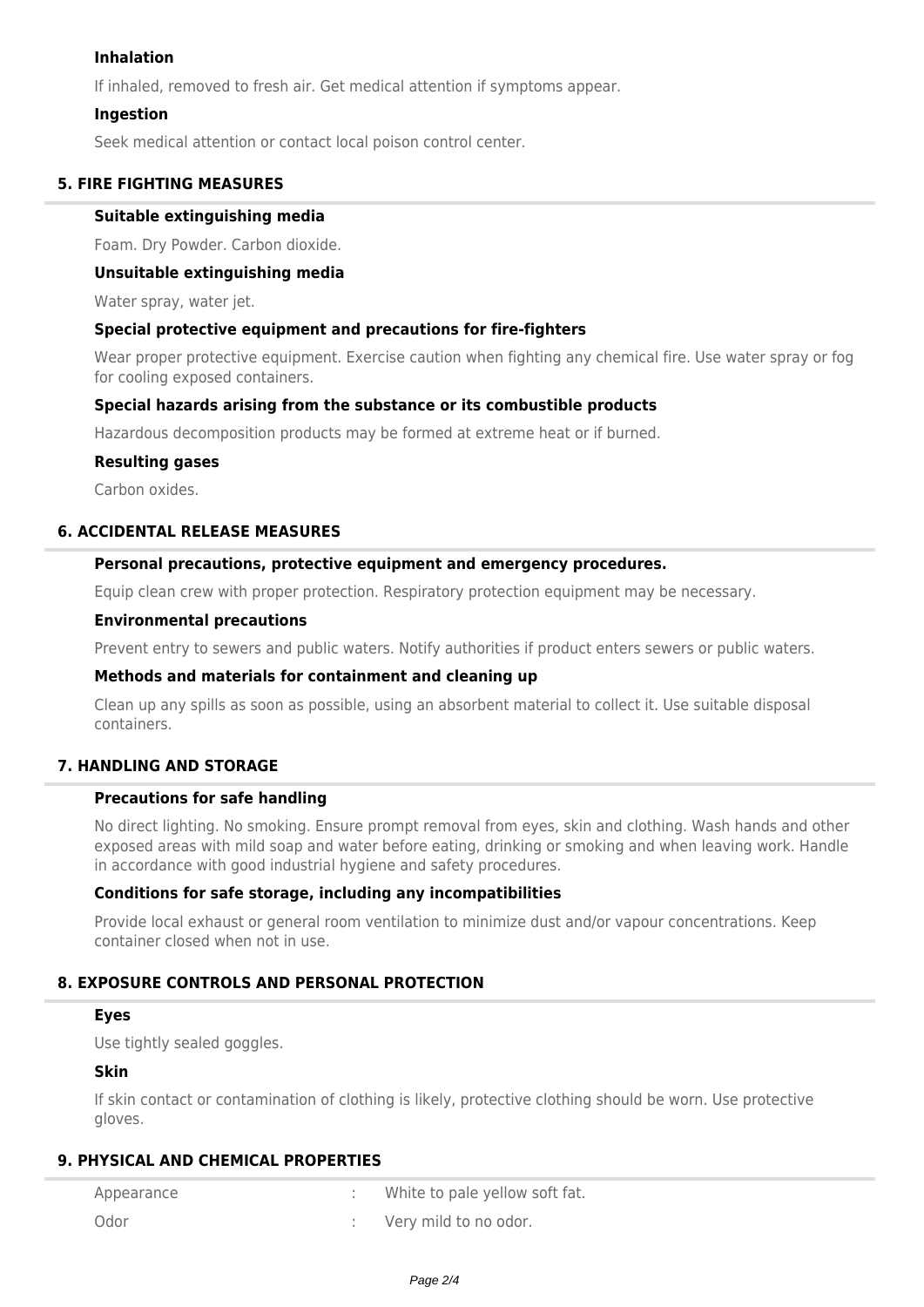### Inhalation

If inhaled, removed to fresh air. Get medical attention if symptoms appear.

### Ingestion

Seek medical attention or contact local poison control center.

## 5. FIRE FIGHTING MEASURES

### Suitable extinguishing media

Foam. Dry Powder. Carbon dioxide.

### Unsuitable extinguishing media

Water spray, water jet.

### Special protective equipment and precautions for fire-fighters

Wear proper protective equipment. Exercise caution when fighting any chemical fire. Use water spray or fog for cooling exposed containers.

### Special hazards arising from the substance or its combustible products

Hazardous decomposition products may be formed at extreme heat or if burned.

### Resulting gases

Carbon oxides.

## 6. ACCIDENTAL RELEASE MEASURES

### Personal precautions, protective equipment and emergency procedures.

Equip clean crew with proper protection. Respiratory protection equipment may be necessary.

### Environmental precautions

Prevent entry to sewers and public waters. Notify authorities if product enters sewers or public waters.

### Methods and materials for containment and cleaning up

Clean up any spills as soon as possible, using an absorbent material to collect it. Use suitable disposal containers.

## 7. HANDLING AND STORAGE

### Precautions for safe handling

No direct lighting. No smoking. Ensure prompt removal from eyes, skin and clothing. Wash hands and other exposed areas with mild soap and water before eating, drinking or smoking and when leaving work. Handle in accordance with good industrial hygiene and safety procedures.

### Conditions for safe storage, including any incompatibilities

Provide local exhaust or general room ventilation to minimize dust and/or vapour concentrations. Keep container closed when not in use.

## 8. EXPOSURE CONTROLS AND PERSONAL PROTECTION

### Eyes

Use tightly sealed goggles.

### Skin

If skin contact or contamination of clothing is likely, protective clothing should be worn. Use protective gloves.

## 9. PHYSICAL AND CHEMICAL PROPERTIES

| | | |
|---|---|---|
| Appearance | : | White to pale yellow soft fat. |
| Odor | : | Very mild to no odor. |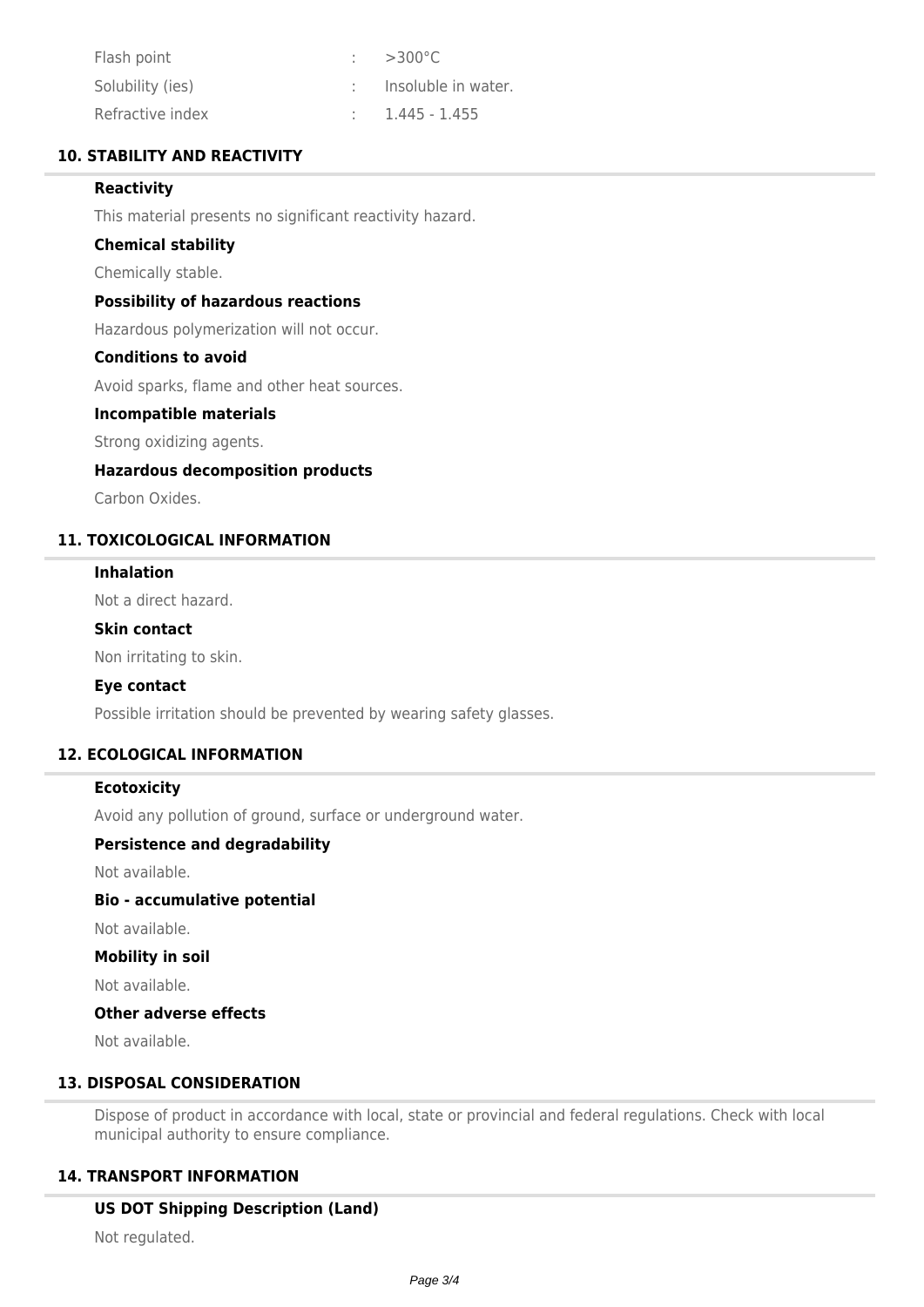| | | |
|---|---|---|
| Flash point | : | >300°C |
| Solubility (ies) | : | Insoluble in water. |
| Refractive index | : | 1.445 - 1.455 |

## 10. STABILITY AND REACTIVITY

### Reactivity

This material presents no significant reactivity hazard.

### Chemical stability

Chemically stable.

### Possibility of hazardous reactions

Hazardous polymerization will not occur.

### Conditions to avoid

Avoid sparks, flame and other heat sources.

### Incompatible materials

Strong oxidizing agents.

### Hazardous decomposition products

Carbon Oxides.

## 11. TOXICOLOGICAL INFORMATION

### Inhalation

Not a direct hazard.

### Skin contact

Non irritating to skin.

### Eye contact

Possible irritation should be prevented by wearing safety glasses.

## 12. ECOLOGICAL INFORMATION

### Ecotoxicity

Avoid any pollution of ground, surface or underground water.

### Persistence and degradability

Not available.

### Bio - accumulative potential

Not available.

### Mobility in soil

Not available.

### Other adverse effects

Not available.

## 13. DISPOSAL CONSIDERATION

Dispose of product in accordance with local, state or provincial and federal regulations. Check with local municipal authority to ensure compliance.

## 14. TRANSPORT INFORMATION

### US DOT Shipping Description (Land)

Not regulated.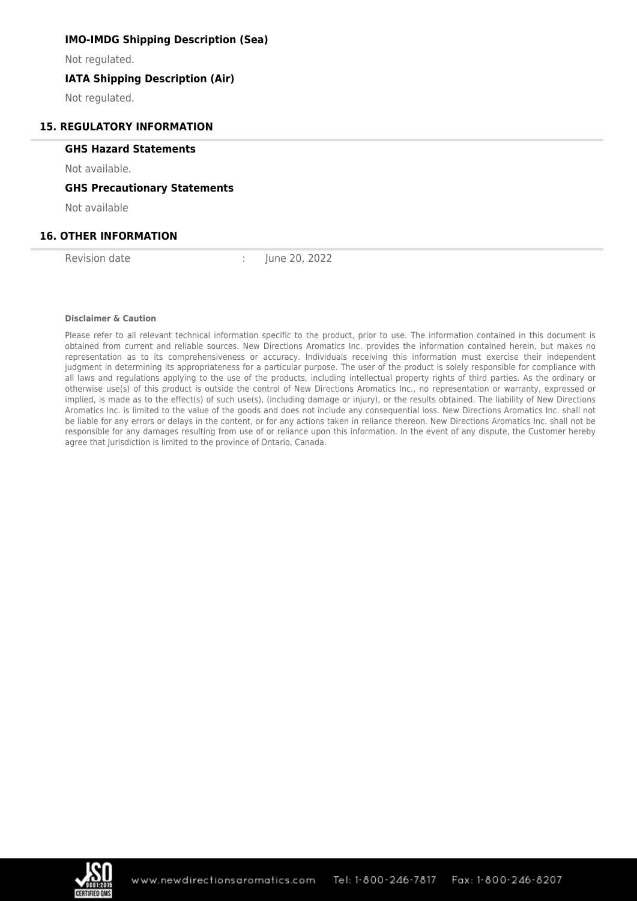### IMO-IMDG Shipping Description (Sea)

Not regulated.

### IATA Shipping Description (Air)

Not regulated.

## 15. REGULATORY INFORMATION

### GHS Hazard Statements

Not available.

### GHS Precautionary Statements

Not available

## 16. OTHER INFORMATION

Revision date : June 20, 2022

**Disclaimer & Caution**

Please refer to all relevant technical information specific to the product, prior to use. The information contained in this document is obtained from current and reliable sources. New Directions Aromatics Inc. provides the information contained herein, but makes no representation as to its comprehensiveness or accuracy. Individuals receiving this information must exercise their independent judgment in determining its appropriateness for a particular purpose. The user of the product is solely responsible for compliance with all laws and regulations applying to the use of the products, including intellectual property rights of third parties. As the ordinary or otherwise use(s) of this product is outside the control of New Directions Aromatics Inc., no representation or warranty, expressed or implied, is made as to the effect(s) of such use(s), (including damage or injury), or the results obtained. The liability of New Directions Aromatics Inc. is limited to the value of the goods and does not include any consequential loss. New Directions Aromatics Inc. shall not be liable for any errors or delays in the content, or for any actions taken in reliance thereon. New Directions Aromatics Inc. shall not be responsible for any damages resulting from use of or reliance upon this information. In the event of any dispute, the Customer hereby agree that Jurisdiction is limited to the province of Ontario, Canada.